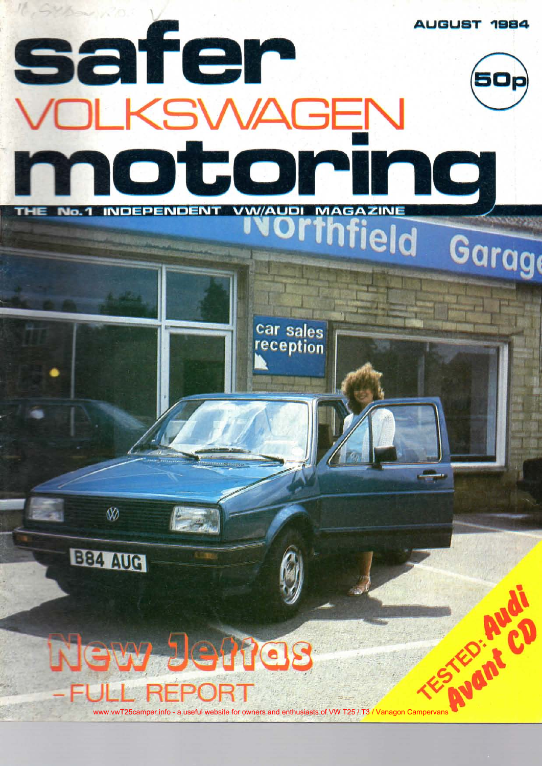AUGUST 1984

# safer VOLKSWAGEN motoring

50p

THE No.1 INDEPENDENT VW/AUDI MAGAZINE

## New Jettas

### - FULL REPORT

TESTED: Audi Avant CD

www.vwT25camper.info - a useful website for owners and enthusiasts of VW T25 / T3 / Vanagon Campervans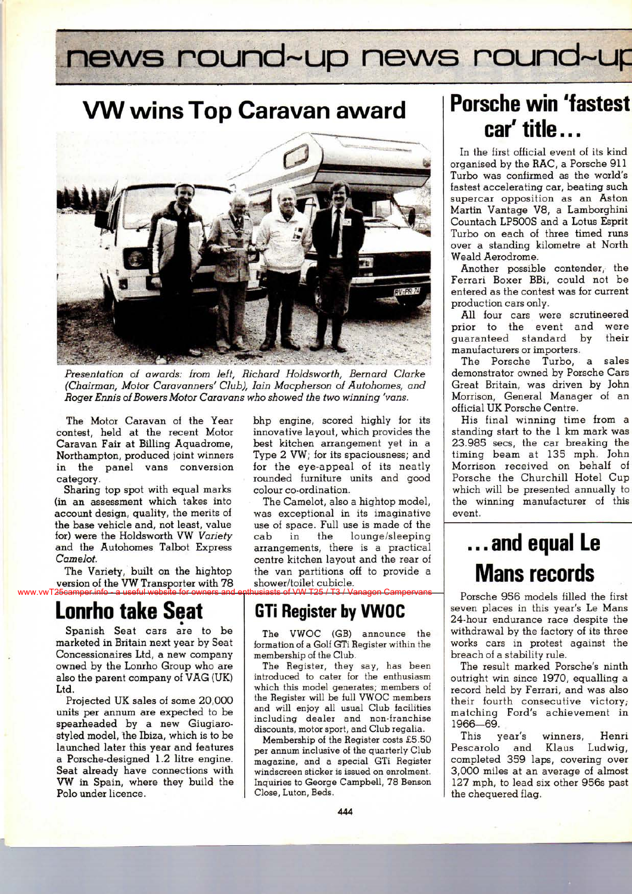# news round-up news round-up

## VW wins Top Caravan award

*Presentation of awards: from left, Richard Holdsworth, Bernard Clarke (Chairman, Motor Caravanners' Club), Iain Macpherson of Autohomes, and Roger Ennis of Bowers Motor Caravans who showed the two winning 'vans.*

The Motor Caravan of the Year contest, held at the recent Motor Caravan Fair at Billing Aquadrome, Northampton, produced joint winners in the panel vans conversion category.

Sharing top spot with equal marks (in an assessment which takes into account design, quality, the merits of the base vehicle and, not least, value for) were the Holdsworth VW *Variety* and the Autohomes Talbot Express *Camelot*.

The Variety, built on the hightop version of the VW Transporter with 78 bhp engine, scored highly for its innovative layout, which provides the best kitchen arrangement yet in a Type 2 VW; for its spaciousness; and for the eye-appeal of its neatly rounded furniture units and good colour co-ordination.

The Camelot, also a hightop model, was exceptional in its imaginative use of space. Full use is made of the cab in the lounge/sleeping arrangements, there is a practical centre kitchen layout and the rear of the van partitions off to provide a shower/toilet cubicle.

www.vwT25camper.info - a useful website for owners and enthusiasts of VW T25 / T3 / Vanagon Campervans

## Lonrho take Seat

Spanish Seat cars are to be marketed in Britain next year by Seat Concessionaires Ltd, a new company owned by the Lonrho Group who are also the parent company of VAG (UK) Ltd.

Projected UK sales of some 20,000 units per annum are expected to be spearheaded by a new Giugiaro-styled model, the Ibiza, which is to be launched later this year and features a Porsche-designed 1.2 litre engine. Seat already have connections with VW in Spain, where they build the Polo under licence.

## GTi Register by VWOC

The VWOC (GB) announce the formation of a Golf GTi Register within the membership of the Club.

The Register, they say, has been introduced to cater for the enthusiasm which this model generates; members of the Register will be full VWOC members and will enjoy all usual Club facilities including dealer and non-franchise discounts, motor sport, and Club regalia.

Membership of the Register costs £5.50 per annum inclusive of the quarterly Club magazine, and a special GTi Register windscreen sticker is issued on enrolment. Inquiries to George Campbell, 78 Benson Close, Luton, Beds.

## Porsche win 'fastest car' title...

In the first official event of its kind organised by the RAC, a Porsche 911 Turbo was confirmed as the world's fastest accelerating car, beating such supercar opposition as an Aston Martin Vantage V8, a Lamborghini Countach LP500S and a Lotus Esprit Turbo on each of three timed runs over a standing kilometre at North Weald Aerodrome.

Another possible contender, the Ferrari Boxer BBi, could not be entered as the contest was for current production cars only.

All four cars were scrutineered prior to the event and were guaranteed standard by their manufacturers or importers.

The Porsche Turbo, a sales demonstrator owned by Porsche Cars Great Britain, was driven by John Morrison, General Manager of an official UK Porsche Centre.

His final winning time from a standing start to the 1 km mark was 23.985 secs, the car breaking the timing beam at 135 mph. John Morrison received on behalf of Porsche the Churchill Hotel Cup which will be presented annually to the winning manufacturer of this event.

## ... and equal Le Mans records

Porsche 956 models filled the first seven places in this year's Le Mans 24-hour endurance race despite the withdrawal by the factory of its three works cars in protest against the breach of a stability rule.

The result marked Porsche's ninth outright win since 1970, equalling a record held by Ferrari, and was also their fourth consecutive victory, matching Ford's achievement in 1966—69.

This year's winners, Henri Pescarolo and Klaus Ludwig, completed 359 laps, covering over 3,000 miles at an average of almost 127 mph, to lead six other 956s past the chequered flag.